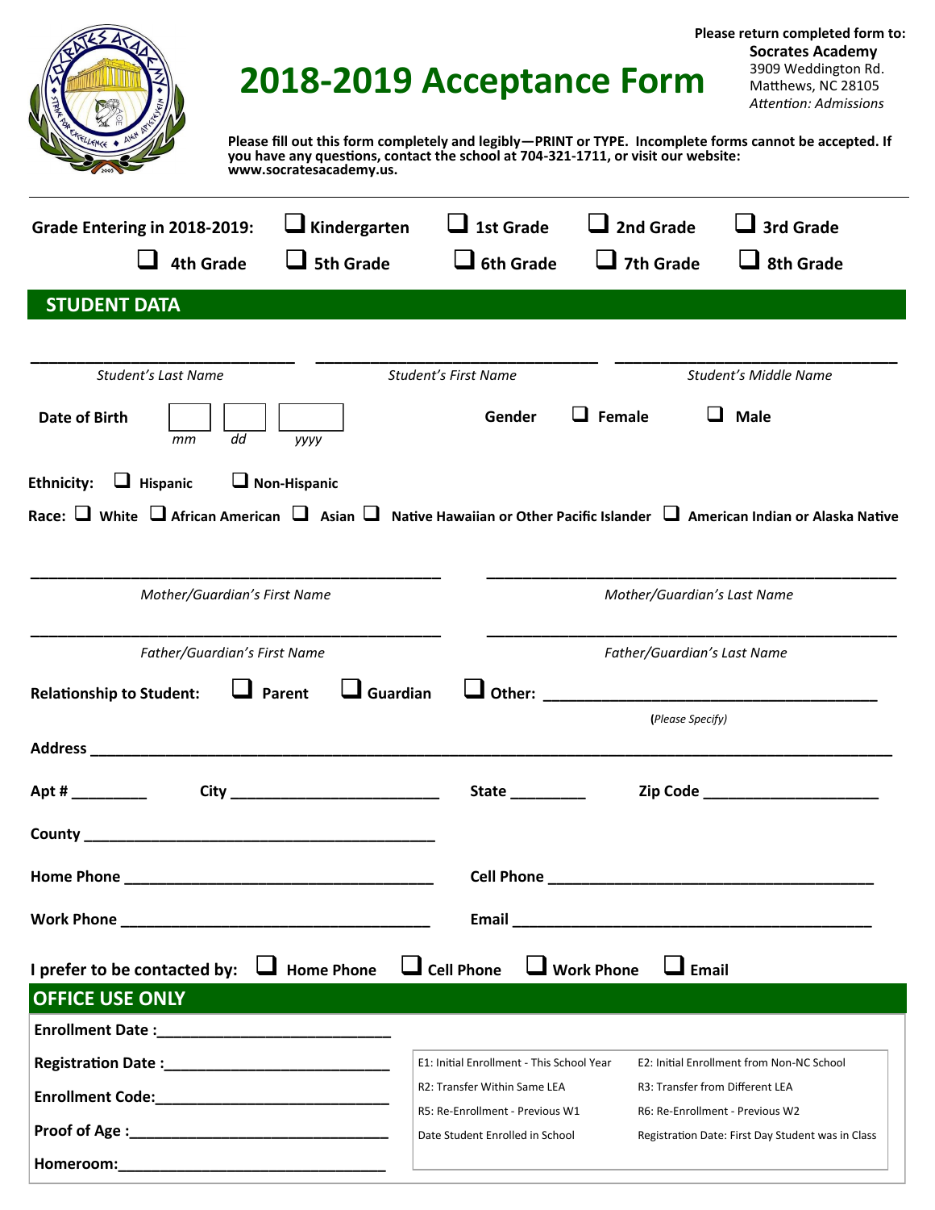Please return completed form to:
**Socrates Academy**
3909 Weddington Rd.
Matthews, NC 28105
*Attention: Admissions*

# 2018-2019 Acceptance Form

**Please fill out this form completely and legibly—PRINT or TYPE. Incomplete forms cannot be accepted. If you have any questions, contact the school at 704-321-1711, or visit our website: www.socratesacademy.us.**

**Grade Entering in 2018-2019:** ☐ Kindergarten ☐ 1st Grade ☐ 2nd Grade ☐ 3rd Grade ☐ 4th Grade ☐ 5th Grade ☐ 6th Grade ☐ 7th Grade ☐ 8th Grade

## STUDENT DATA

______________________________ ______________________________ ______________________________
*Student's Last Name* *Student's First Name* *Student's Middle Name*

**Date of Birth** [ ] [ ] [ ]
*mm* *dd* *yyyy*

**Gender** ☐ Female ☐ Male

**Ethnicity:** ☐ Hispanic ☐ Non-Hispanic

**Race:** ☐ White ☐ African American ☐ Asian ☐ Native Hawaiian or Other Pacific Islander ☐ American Indian or Alaska Native

______________________________ ______________________________
*Mother/Guardian's First Name* *Mother/Guardian's Last Name*

______________________________ ______________________________
*Father/Guardian's First Name* *Father/Guardian's Last Name*

**Relationship to Student:** ☐ Parent ☐ Guardian ☐ Other: ______________________________
(*Please Specify*)

**Address** ________________________________________________________________

**Apt #** ________ **City** ________________________ **State** ________ **Zip Code** ____________________

**County** ______________________________________

**Home Phone** ______________________________________ **Cell Phone** ______________________________________

**Work Phone** ______________________________________ **Email** ______________________________________

**I prefer to be contacted by:** ☐ Home Phone ☐ Cell Phone ☐ Work Phone ☐ Email

## OFFICE USE ONLY

**Enrollment Date :**___________________________

**Registration Date :**___________________________

**Enrollment Code:**___________________________

**Proof of Age :**___________________________

**Homeroom:**___________________________

| | |
|---|---|
| E1: Initial Enrollment - This School Year | E2: Initial Enrollment from Non-NC School |
| R2: Transfer Within Same LEA | R3: Transfer from Different LEA |
| R5: Re-Enrollment - Previous W1 | R6: Re-Enrollment - Previous W2 |
| Date Student Enrolled in School | Registration Date: First Day Student was in Class |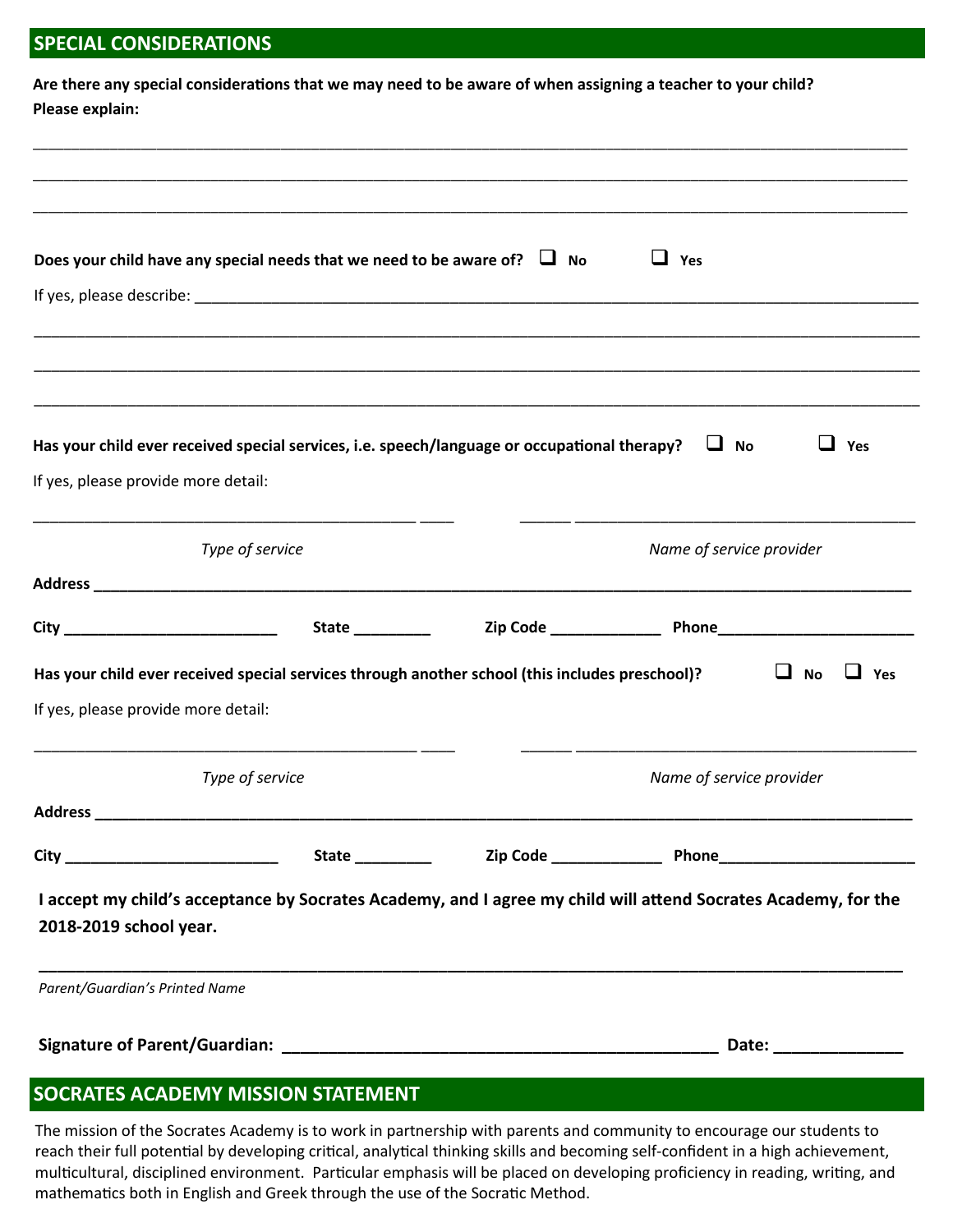## SPECIAL CONSIDERATIONS

**Are there any special considerations that we may need to be aware of when assigning a teacher to your child? Please explain:**

_______________________________________________________________________________________________

_______________________________________________________________________________________________

_______________________________________________________________________________________________

**Does your child have any special needs that we need to be aware of?** ❑ **No** ❑ **Yes**

If yes, please describe: ______________________________________________________________________

_______________________________________________________________________________________________

_______________________________________________________________________________________________

_______________________________________________________________________________________________

**Has your child ever received special services, i.e. speech/language or occupational therapy?** ❑ **No** ❑ **Yes**

If yes, please provide more detail:

______________________________________________ ____ ______ ________________________________________

*Type of service* *Name of service provider*

**Address** ____________________________________________________________________________________

**City** _________________________ **State** _________ **Zip Code** _____________ **Phone**_______________________

**Has your child ever received special services through another school (this includes preschool)?** ❑ **No** ❑ **Yes**

If yes, please provide more detail:

______________________________________________ ____ ______ ________________________________________

*Type of service* *Name of service provider*

**Address** ____________________________________________________________________________________

**City** _________________________ **State** _________ **Zip Code** _____________ **Phone**_______________________

**I accept my child's acceptance by Socrates Academy, and I agree my child will attend Socrates Academy, for the 2018-2019 school year.**

_______________________________________________________________________________________________

*Parent/Guardian's Printed Name*

**Signature of Parent/Guardian:** _________________________________________________ **Date:** ______________

## SOCRATES ACADEMY MISSION STATEMENT

The mission of the Socrates Academy is to work in partnership with parents and community to encourage our students to reach their full potential by developing critical, analytical thinking skills and becoming self-confident in a high achievement, multicultural, disciplined environment. Particular emphasis will be placed on developing proficiency in reading, writing, and mathematics both in English and Greek through the use of the Socratic Method.